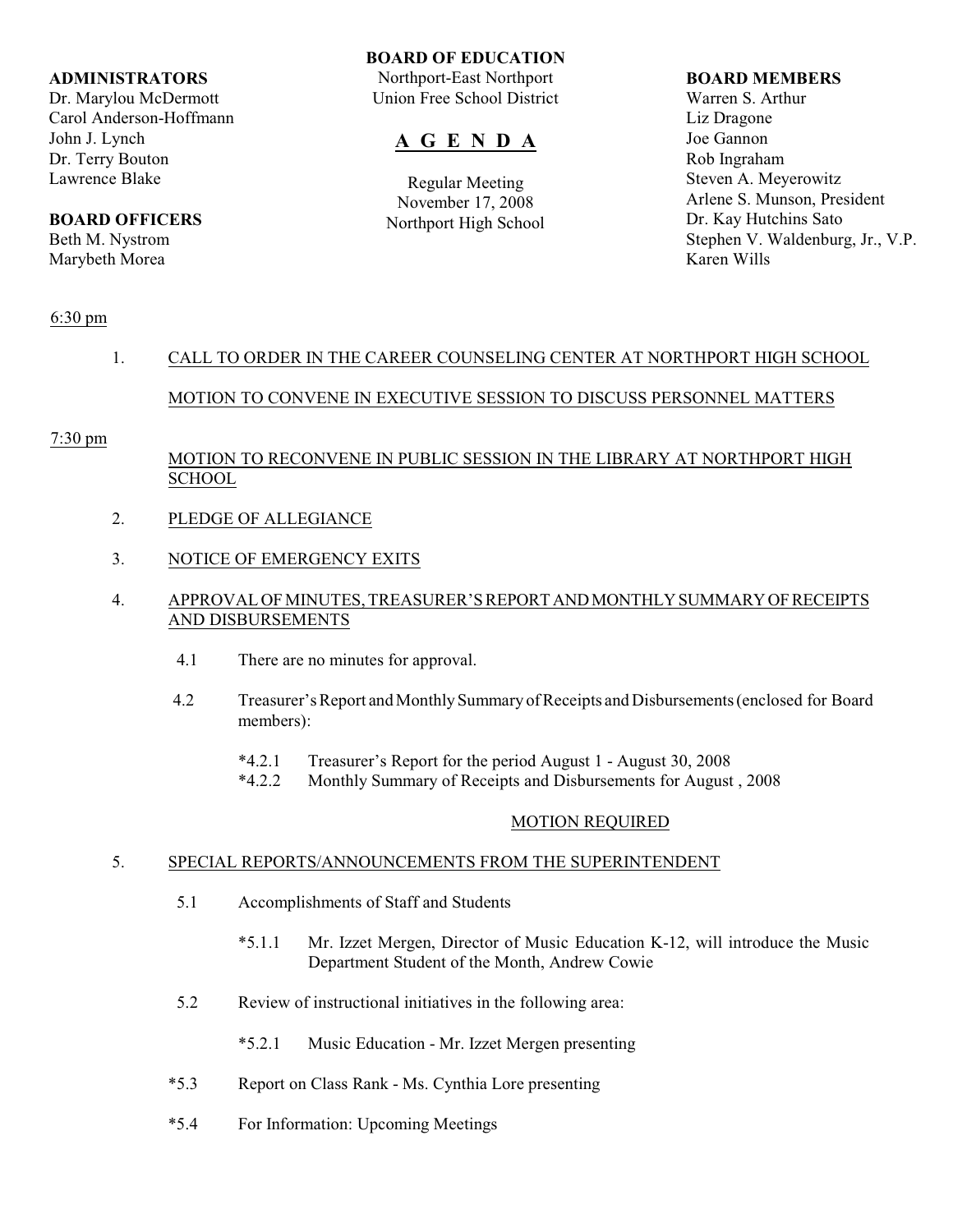**BOARD OF EDUCATION**
Northport-East Northport
Union Free School District

# A G E N D A

Regular Meeting
November 17, 2008
Northport High School

**ADMINISTRATORS**
Dr. Marylou McDermott
Carol Anderson-Hoffmann
John J. Lynch
Dr. Terry Bouton
Lawrence Blake

**BOARD OFFICERS**
Beth M. Nystrom
Marybeth Morea

**BOARD MEMBERS**
Warren S. Arthur
Liz Dragone
Joe Gannon
Rob Ingraham
Steven A. Meyerowitz
Arlene S. Munson, President
Dr. Kay Hutchins Sato
Stephen V. Waldenburg, Jr., V.P.
Karen Wills

6:30 pm

1. CALL TO ORDER IN THE CAREER COUNSELING CENTER AT NORTHPORT HIGH SCHOOL

   MOTION TO CONVENE IN EXECUTIVE SESSION TO DISCUSS PERSONNEL MATTERS

7:30 pm

   MOTION TO RECONVENE IN PUBLIC SESSION IN THE LIBRARY AT NORTHPORT HIGH SCHOOL

2. PLEDGE OF ALLEGIANCE

3. NOTICE OF EMERGENCY EXITS

4. APPROVAL OF MINUTES, TREASURER'S REPORT AND MONTHLY SUMMARY OF RECEIPTS AND DISBURSEMENTS

   4.1 There are no minutes for approval.

   4.2 Treasurer's Report and Monthly Summary of Receipts and Disbursements (enclosed for Board members):

      *4.2.1 Treasurer's Report for the period August 1 - August 30, 2008
      *4.2.2 Monthly Summary of Receipts and Disbursements for August , 2008

   MOTION REQUIRED

5. SPECIAL REPORTS/ANNOUNCEMENTS FROM THE SUPERINTENDENT

   5.1 Accomplishments of Staff and Students

      *5.1.1 Mr. Izzet Mergen, Director of Music Education K-12, will introduce the Music Department Student of the Month, Andrew Cowie

   5.2 Review of instructional initiatives in the following area:

      *5.2.1 Music Education - Mr. Izzet Mergen presenting

   *5.3 Report on Class Rank - Ms. Cynthia Lore presenting

   *5.4 For Information: Upcoming Meetings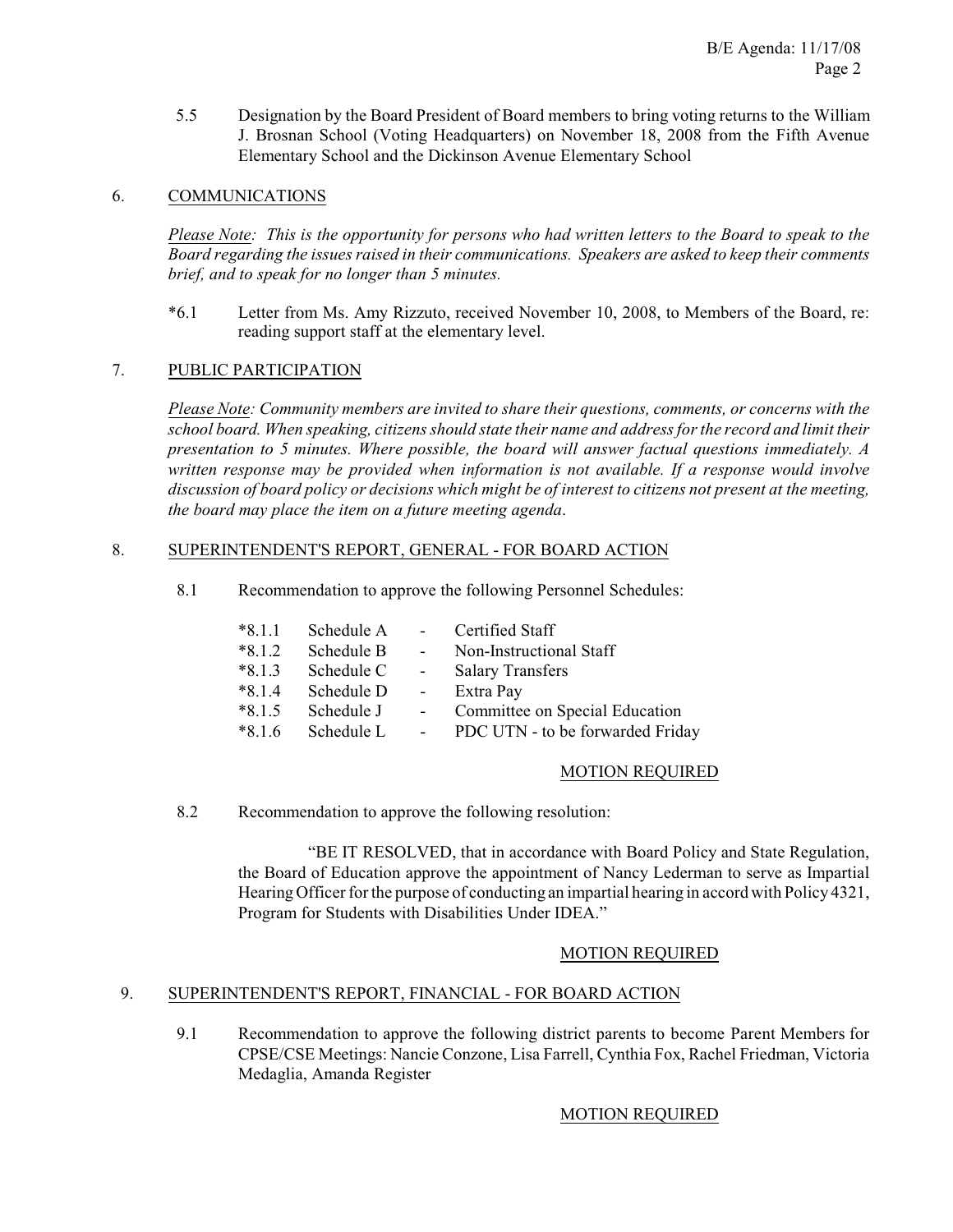5.5 Designation by the Board President of Board members to bring voting returns to the William J. Brosnan School (Voting Headquarters) on November 18, 2008 from the Fifth Avenue Elementary School and the Dickinson Avenue Elementary School

## 6. COMMUNICATIONS

*Please Note: This is the opportunity for persons who had written letters to the Board to speak to the Board regarding the issues raised in their communications. Speakers are asked to keep their comments brief, and to speak for no longer than 5 minutes.*

*6.1 Letter from Ms. Amy Rizzuto, received November 10, 2008, to Members of the Board, re: reading support staff at the elementary level.

## 7. PUBLIC PARTICIPATION

*Please Note: Community members are invited to share their questions, comments, or concerns with the school board. When speaking, citizens should state their name and address for the record and limit their presentation to 5 minutes. Where possible, the board will answer factual questions immediately. A written response may be provided when information is not available. If a response would involve discussion of board policy or decisions which might be of interest to citizens not present at the meeting, the board may place the item on a future meeting agenda.*

## 8. SUPERINTENDENT'S REPORT, GENERAL - FOR BOARD ACTION

8.1 Recommendation to approve the following Personnel Schedules:

*8.1.1 Schedule A - Certified Staff
*8.1.2 Schedule B - Non-Instructional Staff
*8.1.3 Schedule C - Salary Transfers
*8.1.4 Schedule D - Extra Pay
*8.1.5 Schedule J - Committee on Special Education
*8.1.6 Schedule L - PDC UTN - to be forwarded Friday

MOTION REQUIRED

8.2 Recommendation to approve the following resolution:

"BE IT RESOLVED, that in accordance with Board Policy and State Regulation, the Board of Education approve the appointment of Nancy Lederman to serve as Impartial Hearing Officer for the purpose of conducting an impartial hearing in accord with Policy 4321, Program for Students with Disabilities Under IDEA."

MOTION REQUIRED

## 9. SUPERINTENDENT'S REPORT, FINANCIAL - FOR BOARD ACTION

9.1 Recommendation to approve the following district parents to become Parent Members for CPSE/CSE Meetings: Nancie Conzone, Lisa Farrell, Cynthia Fox, Rachel Friedman, Victoria Medaglia, Amanda Register

MOTION REQUIRED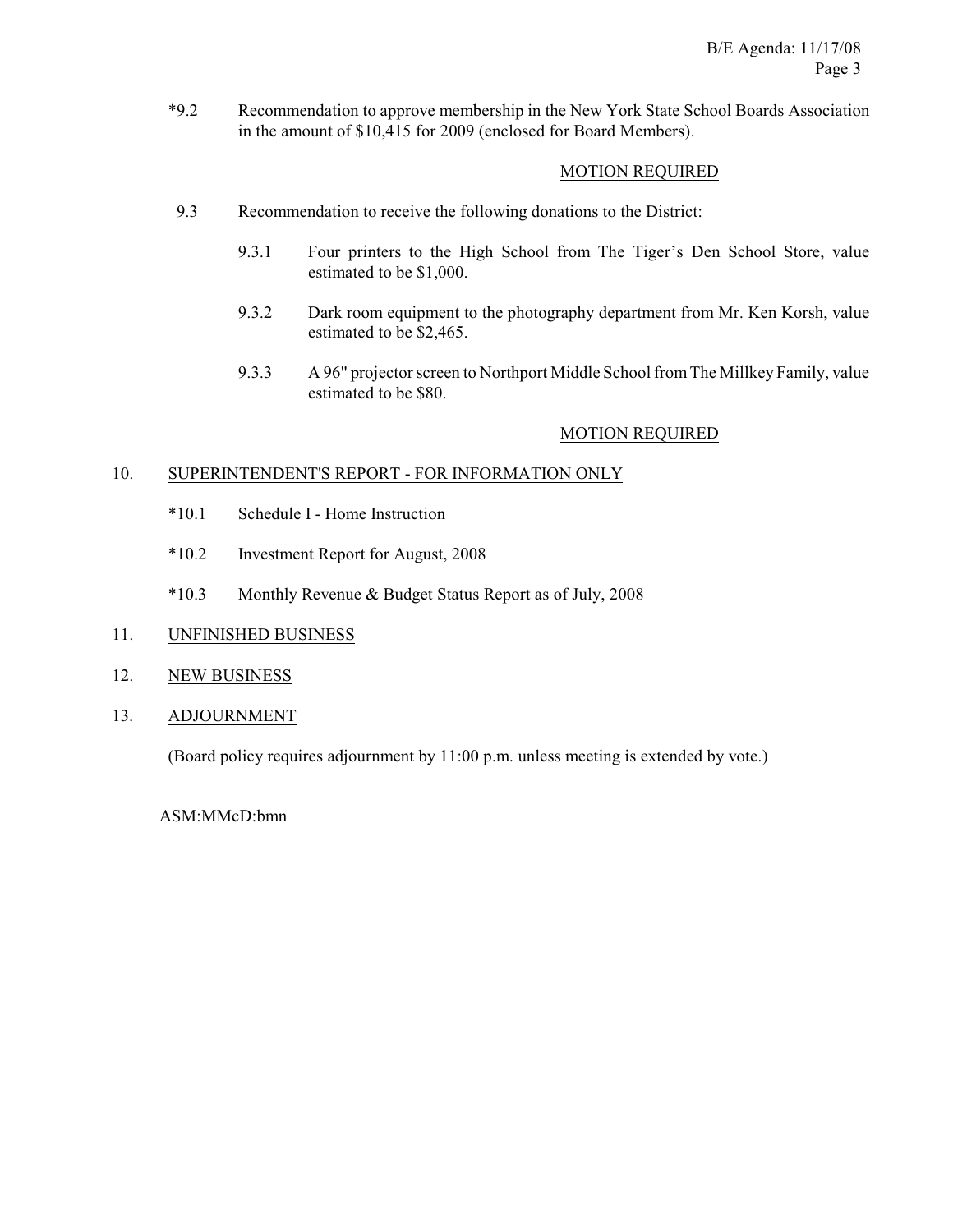*9.2 Recommendation to approve membership in the New York State School Boards Association in the amount of $10,415 for 2009 (enclosed for Board Members).

<u>MOTION REQUIRED</u>

9.3 Recommendation to receive the following donations to the District:

9.3.1 Four printers to the High School from The Tiger's Den School Store, value estimated to be $1,000.

9.3.2 Dark room equipment to the photography department from Mr. Ken Korsh, value estimated to be $2,465.

9.3.3 A 96" projector screen to Northport Middle School from The Millkey Family, value estimated to be $80.

<u>MOTION REQUIRED</u>

10. <u>SUPERINTENDENT'S REPORT - FOR INFORMATION ONLY</u>

*10.1 Schedule I - Home Instruction

*10.2 Investment Report for August, 2008

*10.3 Monthly Revenue & Budget Status Report as of July, 2008

11. <u>UNFINISHED BUSINESS</u>

12. <u>NEW BUSINESS</u>

13. <u>ADJOURNMENT</u>

(Board policy requires adjournment by 11:00 p.m. unless meeting is extended by vote.)

ASM:MMcD:bmn